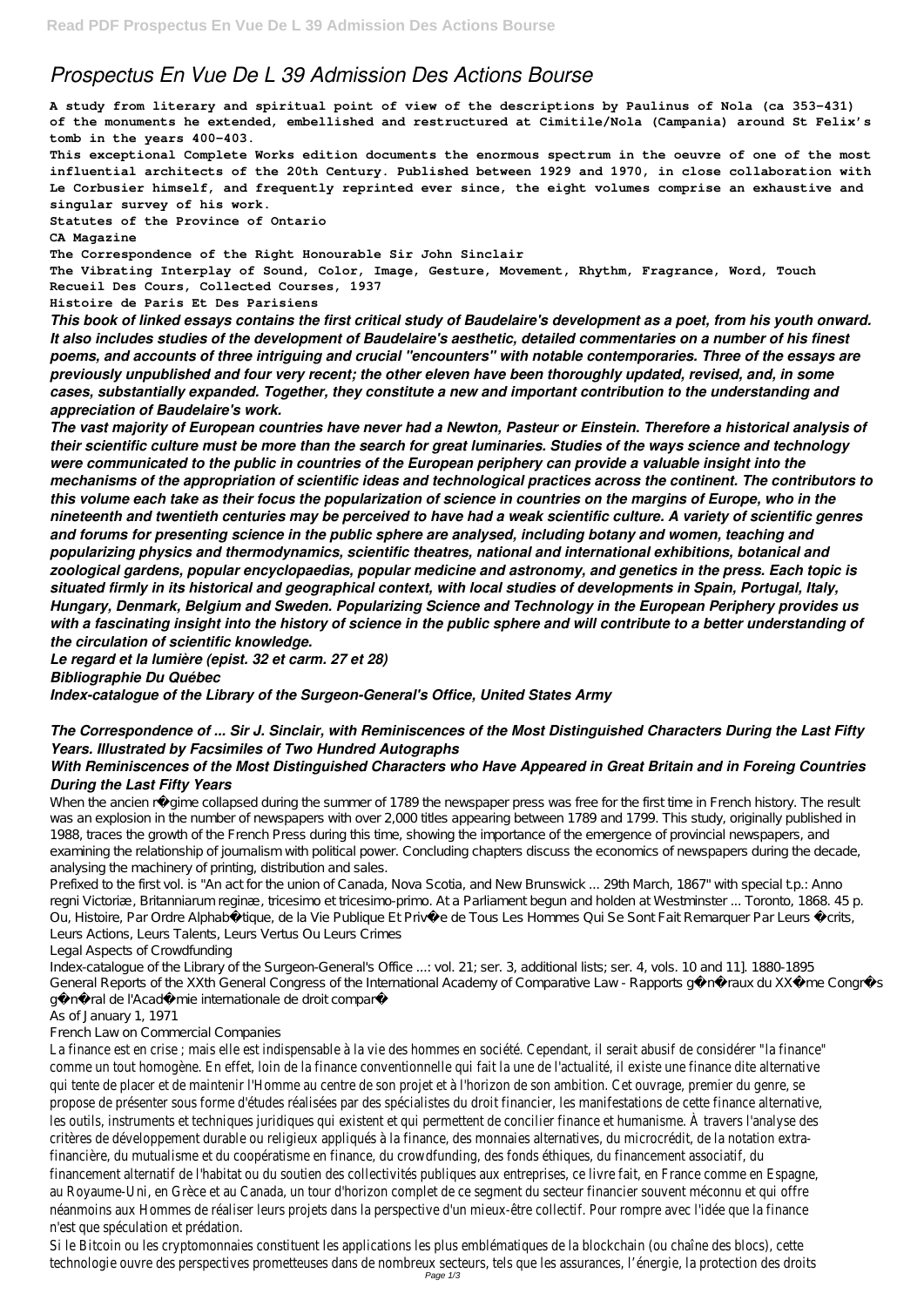# Prospectus En Vue De L 39 Admission Des Actions Bourse

**A study from literary and spiritual point of view of the descriptions by Paulinus of Nola (ca 353-431) of the monuments he extended, embellished and restructured at Cimitile/Nola (Campania) around St Felix's tomb in the years 400-403.**

**This exceptional Complete Works edition documents the enormous spectrum in the oeuvre of one of the most influential architects of the 20th Century. Published between 1929 and 1970, in close collaboration with Le Corbusier himself, and frequently reprinted ever since, the eight volumes comprise an exhaustive and singular survey of his work.**

**Statutes of the Province of Ontario**

**CA Magazine**

**The Correspondence of the Right Honourable Sir John Sinclair**

**The Vibrating Interplay of Sound, Color, Image, Gesture, Movement, Rhythm, Fragrance, Word, Touch**

**Recueil Des Cours, Collected Courses, 1937**

**Histoire de Paris Et Des Parisiens**

***This book of linked essays contains the first critical study of Baudelaire's development as a poet, from his youth onward. It also includes studies of the development of Baudelaire's aesthetic, detailed commentaries on a number of his finest poems, and accounts of three intriguing and crucial "encounters" with notable contemporaries. Three of the essays are previously unpublished and four very recent; the other eleven have been thoroughly updated, revised, and, in some cases, substantially expanded. Together, they constitute a new and important contribution to the understanding and appreciation of Baudelaire's work.***

***The vast majority of European countries have never had a Newton, Pasteur or Einstein. Therefore a historical analysis of their scientific culture must be more than the search for great luminaries. Studies of the ways science and technology were communicated to the public in countries of the European periphery can provide a valuable insight into the mechanisms of the appropriation of scientific ideas and technological practices across the continent. The contributors to this volume each take as their focus the popularization of science in countries on the margins of Europe, who in the nineteenth and twentieth centuries may be perceived to have had a weak scientific culture. A variety of scientific genres and forums for presenting science in the public sphere are analysed, including botany and women, teaching and popularizing physics and thermodynamics, scientific theatres, national and international exhibitions, botanical and zoological gardens, popular encyclopaedias, popular medicine and astronomy, and genetics in the press. Each topic is situated firmly in its historical and geographical context, with local studies of developments in Spain, Portugal, Italy, Hungary, Denmark, Belgium and Sweden. Popularizing Science and Technology in the European Periphery provides us with a fascinating insight into the history of science in the public sphere and will contribute to a better understanding of the circulation of scientific knowledge.***

***Le regard et la lumière (epist. 32 et carm. 27 et 28)***

***Bibliographie Du Québec***

***Index-catalogue of the Library of the Surgeon-General's Office, United States Army***

### *The Correspondence of ... Sir J. Sinclair, with Reminiscences of the Most Distinguished Characters During the Last Fifty Years. Illustrated by Facsimiles of Two Hundred Autographs*

### *With Reminiscences of the Most Distinguished Characters who Have Appeared in Great Britain and in Foreing Countries During the Last Fifty Years*

When the ancien régime collapsed during the summer of 1789 the newspaper press was free for the first time in French history. The result was an explosion in the number of newspapers with over 2,000 titles appearing between 1789 and 1799. This study, originally published in 1988, traces the growth of the French Press during this time, showing the importance of the emergence of provincial newspapers, and examining the relationship of journalism with political power. Concluding chapters discuss the economics of newspapers during the decade, analysing the machinery of printing, distribution and sales.

Prefixed to the first vol. is "An act for the union of Canada, Nova Scotia, and New Brunswick ... 29th March, 1867" with special t.p.: Anno regni Victoriæ, Britanniarum reginæ, tricesimo et tricesimo-primo. At a Parliament begun and holden at Westminster ... Toronto, 1868. 45 p.

Ou, Histoire, Par Ordre Alphabétique, de la Vie Publique Et Privée de Tous Les Hommes Qui Se Sont Fait Remarquer Par Leurs Écrits, Leurs Actions, Leurs Talents, Leurs Vertus Ou Leurs Crimes

Legal Aspects of Crowdfunding

Index-catalogue of the Library of the Surgeon-General's Office ...: vol. 21; ser. 3, additional lists; ser. 4, vols. 10 and 11]. 1880-1895

General Reports of the XXth General Congress of the International Academy of Comparative Law - Rapports généraux du XXème Congrès général de l'Académie internationale de droit comparé

As of January 1, 1971

French Law on Commercial Companies

La finance est en crise ; mais elle est indispensable à la vie des hommes en société. Cependant, il serait abusif de considérer "la finance" comme un tout homogène. En effet, loin de la finance conventionnelle qui fait la une de l'actualité, il existe une finance dite alternative qui tente de placer et de maintenir l'Homme au centre de son projet et à l'horizon de son ambition. Cet ouvrage, premier du genre, se propose de présenter sous forme d'études réalisées par des spécialistes du droit financier, les manifestations de cette finance alternative, les outils, instruments et techniques juridiques qui existent et qui permettent de concilier finance et humanisme. À travers l'analyse des critères de développement durable ou religieux appliqués à la finance, des monnaies alternatives, du microcrédit, de la notation extra-financière, du mutualisme et du coopératisme en finance, du crowdfunding, des fonds éthiques, du financement associatif, du financement alternatif de l'habitat ou du soutien des collectivités publiques aux entreprises, ce livre fait, en France comme en Espagne, au Royaume-Uni, en Grèce et au Canada, un tour d'horizon complet de ce segment du secteur financier souvent méconnu et qui offre néanmoins aux Hommes de réaliser leurs projets dans la perspective d'un mieux-être collectif. Pour rompre avec l'idée que la finance n'est que spéculation et prédation.

Si le Bitcoin ou les cryptomonnaies constituent les applications les plus emblématiques de la blockchain (ou chaîne des blocs), cette technologie ouvre des perspectives prometteuses dans de nombreux secteurs, tels que les assurances, l'énergie, la protection des droits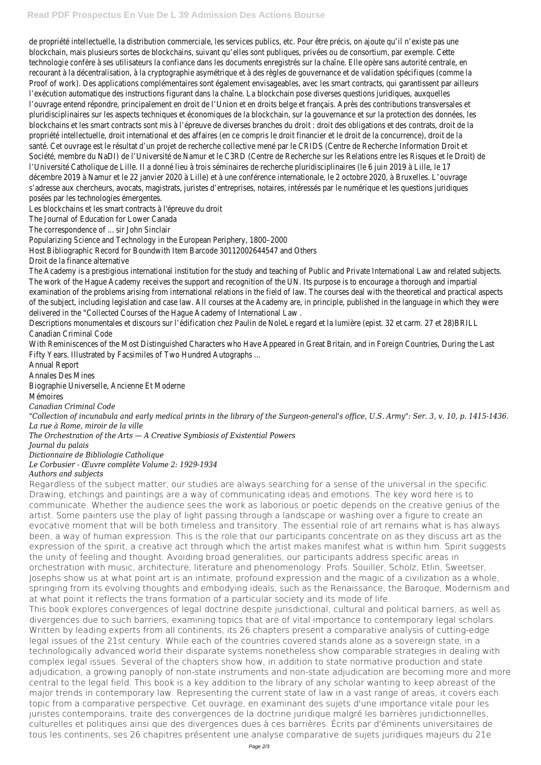de propriété intellectuelle, la distribution commerciale, les services publics, etc. Pour être précis, on ajoute qu'il n'existe pas une blockchain, mais plusieurs sortes de blockchains, suivant qu'elles sont publiques, privées ou de consortium, par exemple. Cette technologie confère à ses utilisateurs la confiance dans les documents enregistrés sur la chaîne. Elle opère sans autorité centrale, en recourant à la décentralisation, à la cryptographie asymétrique et à des règles de gouvernance et de validation spécifiques (comme la Proof of work). Des applications complémentaires sont également envisageables, avec les smart contracts, qui garantissent par ailleurs l'exécution automatique des instructions figurant dans la chaîne. La blockchain pose diverses questions juridiques, auxquelles l'ouvrage entend répondre, principalement en droit de l'Union et en droits belge et français. Après des contributions transversales et pluridisciplinaires sur les aspects techniques et économiques de la blockchain, sur la gouvernance et sur la protection des données, les blockchains et les smart contracts sont mis à l'épreuve de diverses branches du droit : droit des obligations et des contrats, droit de la propriété intellectuelle, droit international et des affaires (en ce compris le droit financier et le droit de la concurrence), droit de la santé. Cet ouvrage est le résultat d'un projet de recherche collective mené par le CRIDS (Centre de Recherche Information Droit et Société, membre du NaDI) de l'Université de Namur et le C3RD (Centre de Recherche sur les Relations entre les Risques et le Droit) de l'Université Catholique de Lille. Il a donné lieu à trois séminaires de recherche pluridisciplinaires (le 6 juin 2019 à Lille, le 17 décembre 2019 à Namur et le 22 janvier 2020 à Lille) et à une conférence internationale, le 2 octobre 2020, à Bruxelles. L'ouvrage s'adresse aux chercheurs, avocats, magistrats, juristes d'entreprises, notaires, intéressés par le numérique et les questions juridiques posées par les technologies émergentes.

Les blockchains et les smart contracts à l'épreuve du droit

The Journal of Education for Lower Canada

The correspondence of ... sir John Sinclair

Popularizing Science and Technology in the European Periphery, 1800–2000

Host Bibliographic Record for Boundwith Item Barcode 30112002644547 and Others

Droit de la finance alternative

The Academy is a prestigious international institution for the study and teaching of Public and Private International Law and related subjects. The work of the Hague Academy receives the support and recognition of the UN. Its purpose is to encourage a thorough and impartial examination of the problems arising from international relations in the field of law. The courses deal with the theoretical and practical aspects of the subject, including legislation and case law. All courses at the Academy are, in principle, published in the language in which they were delivered in the "Collected Courses of the Hague Academy of International Law .

Descriptions monumentales et discours sur l'édification chez Paulin de NoleLe regard et la lumière (epist. 32 et carm. 27 et 28)BRILL

Canadian Criminal Code

With Reminiscences of the Most Distinguished Characters who Have Appeared in Great Britain, and in Foreign Countries, During the Last Fifty Years. Illustrated by Facsimiles of Two Hundred Autographs ...

Annual Report

Annales Des Mines

Biographie Universelle, Ancienne Et Moderne

Mémoires

*Canadian Criminal Code*

*"Collection of incunabula and early medical prints in the library of the Surgeon-general's office, U.S. Army": Ser. 3, v. 10, p. 1415-1436.*

*La rue à Rome, miroir de la ville*

*The Orchestration of the Arts — A Creative Symbiosis of Existential Powers*

*Journal du palais*

*Dictionnaire de Bibliologie Catholique*

*Le Corbusier - Œuvre complète Volume 2: 1929-1934*

*Authors and subjects*

Regardless of the subject matter, our studies are always searching for a sense of the universal in the specific. Drawing, etchings and paintings are a way of communicating ideas and emotions. The key word here is to communicate. Whether the audience sees the work as laborious or poetic depends on the creative genius of the artist. Some painters use the play of light passing through a landscape or washing over a figure to create an evocative moment that will be both timeless and transitory. The essential role of art remains what is has always been, a way of human expression. This is the role that our participants concentrate on as they discuss art as the expression of the spirit, a creative act through which the artist makes manifest what is within him. Spirit suggests the unity of feeling and thought. Avoiding broad generalities, our participants address specific areas in orchestration with music, architecture, literature and phenomenology. Profs. Souiller, Scholz, Etlin, Sweetser, Josephs show us at what point art is an intimate, profound expression and the magic of a civilization as a whole, springing from its evolving thoughts and embodying ideals, such as the Renaissance, the Baroque, Modernism and at what point it reflects the trans formation of a particular society and its mode of life.

This book explores convergences of legal doctrine despite jurisdictional, cultural and political barriers, as well as divergences due to such barriers, examining topics that are of vital importance to contemporary legal scholars. Written by leading experts from all continents, its 26 chapters present a comparative analysis of cutting-edge legal issues of the 21st century. While each of the countries covered stands alone as a sovereign state, in a technologically advanced world their disparate systems nonetheless show comparable strategies in dealing with complex legal issues. Several of the chapters show how, in addition to state normative production and state adjudication, a growing panoply of non-state instruments and non-state adjudication are becoming more and more central to the legal field. This book is a key addition to the library of any scholar wanting to keep abreast of the major trends in contemporary law. Representing the current state of law in a vast range of areas, it covers each topic from a comparative perspective. Cet ouvrage, en examinant des sujets d'une importance vitale pour les juristes contemporains, traite des convergences de la doctrine juridique malgré les barrières juridictionnelles, culturelles et politiques ainsi que des divergences dues à ces barrières. Écrits par d'éminents universitaires de tous les continents, ses 26 chapitres présentent une analyse comparative de sujets juridiques majeurs du 21e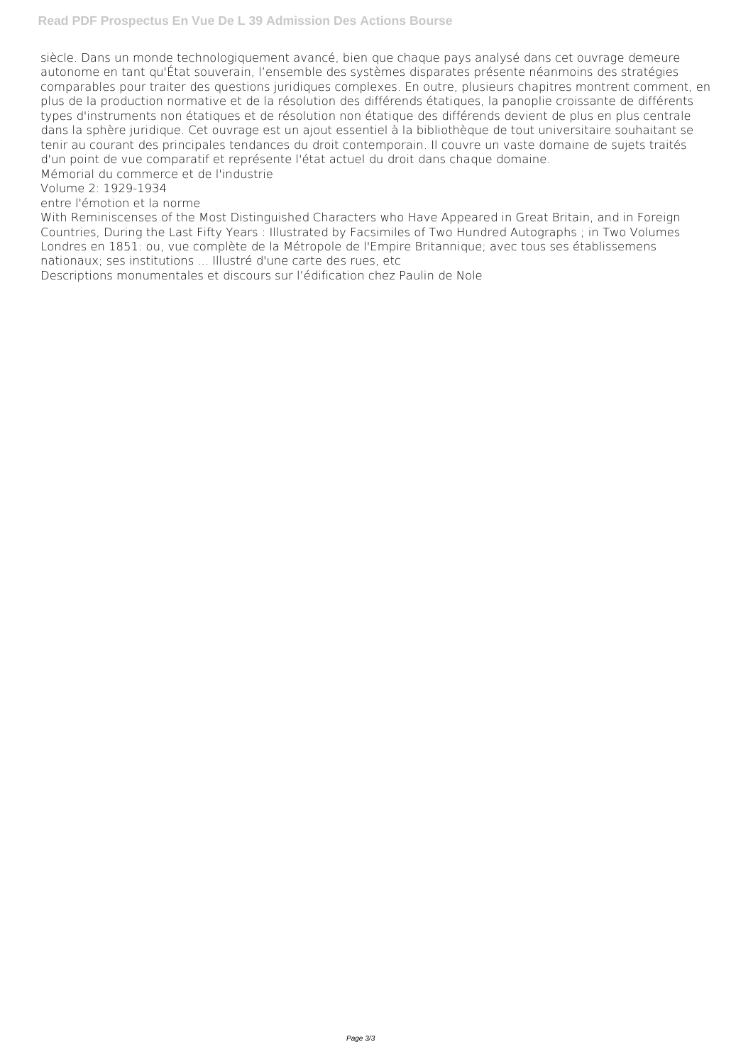siècle. Dans un monde technologiquement avancé, bien que chaque pays analysé dans cet ouvrage demeure autonome en tant qu'État souverain, l'ensemble des systèmes disparates présente néanmoins des stratégies comparables pour traiter des questions juridiques complexes. En outre, plusieurs chapitres montrent comment, en plus de la production normative et de la résolution des différends étatiques, la panoplie croissante de différents types d'instruments non étatiques et de résolution non étatique des différends devient de plus en plus centrale dans la sphère juridique. Cet ouvrage est un ajout essentiel à la bibliothèque de tout universitaire souhaitant se tenir au courant des principales tendances du droit contemporain. Il couvre un vaste domaine de sujets traités d'un point de vue comparatif et représente l'état actuel du droit dans chaque domaine.

Mémorial du commerce et de l'industrie

Volume 2: 1929-1934

entre l'émotion et la norme

With Reminiscenses of the Most Distinguished Characters who Have Appeared in Great Britain, and in Foreign Countries, During the Last Fifty Years : Illustrated by Facsimiles of Two Hundred Autographs ; in Two Volumes

Londres en 1851: ou, vue complète de la Métropole de l'Empire Britannique; avec tous ses établissemens nationaux; ses institutions ... Illustré d'une carte des rues, etc

Descriptions monumentales et discours sur l'édification chez Paulin de Nole